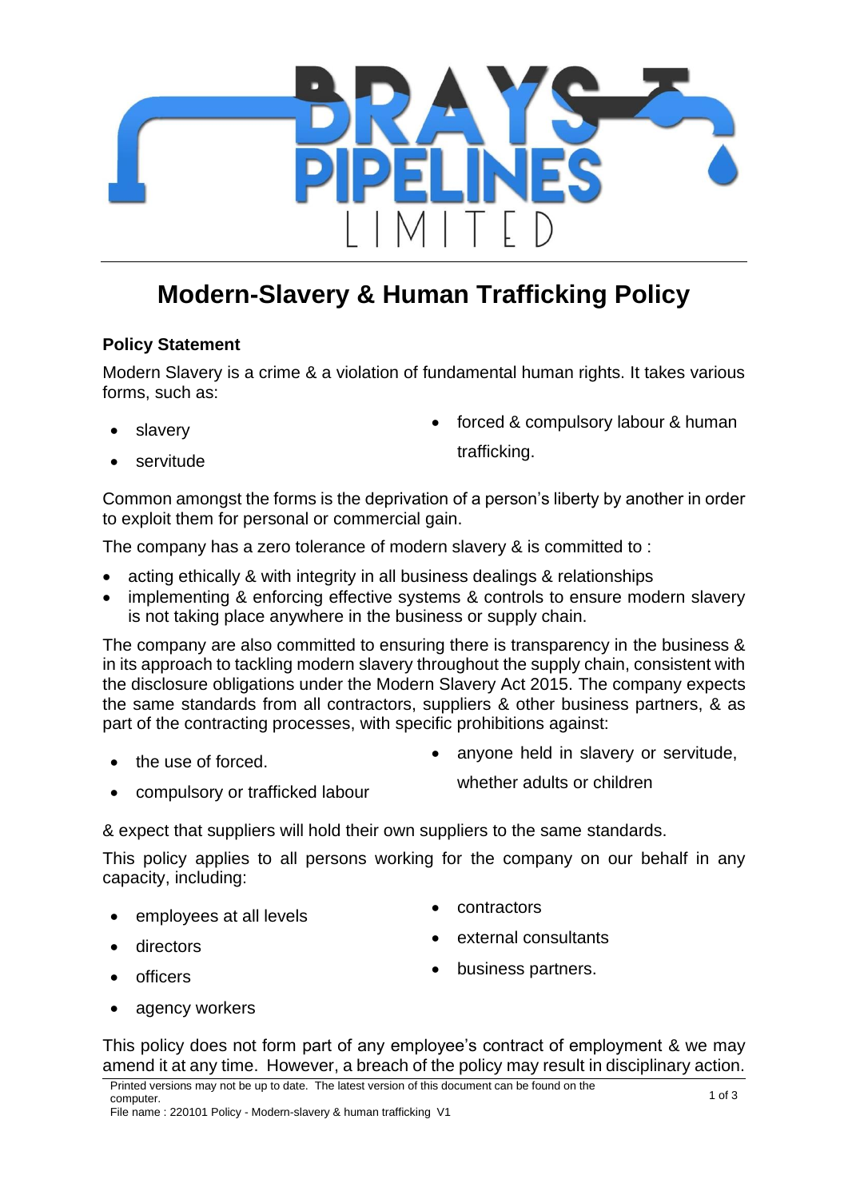BRAYS PIPELINES LIMITED

# Modern-Slavery & Human Trafficking Policy

**Policy Statement**

Modern Slavery is a crime & a violation of fundamental human rights. It takes various forms, such as:

- slavery
- servitude
- forced & compulsory labour & human trafficking.

Common amongst the forms is the deprivation of a person's liberty by another in order to exploit them for personal or commercial gain.

The company has a zero tolerance of modern slavery & is committed to :

- acting ethically & with integrity in all business dealings & relationships
- implementing & enforcing effective systems & controls to ensure modern slavery is not taking place anywhere in the business or supply chain.

The company are also committed to ensuring there is transparency in the business & in its approach to tackling modern slavery throughout the supply chain, consistent with the disclosure obligations under the Modern Slavery Act 2015. The company expects the same standards from all contractors, suppliers & other business partners, & as part of the contracting processes, with specific prohibitions against:

- the use of forced.
- compulsory or trafficked labour
- anyone held in slavery or servitude, whether adults or children

& expect that suppliers will hold their own suppliers to the same standards.

This policy applies to all persons working for the company on our behalf in any capacity, including:

- employees at all levels
- directors
- officers
- agency workers
- contractors
- external consultants
- business partners.

This policy does not form part of any employee's contract of employment & we may amend it at any time. However, a breach of the policy may result in disciplinary action.

Printed versions may not be up to date. The latest version of this document can be found on the computer.
File name : 220101 Policy - Modern-slavery & human trafficking V1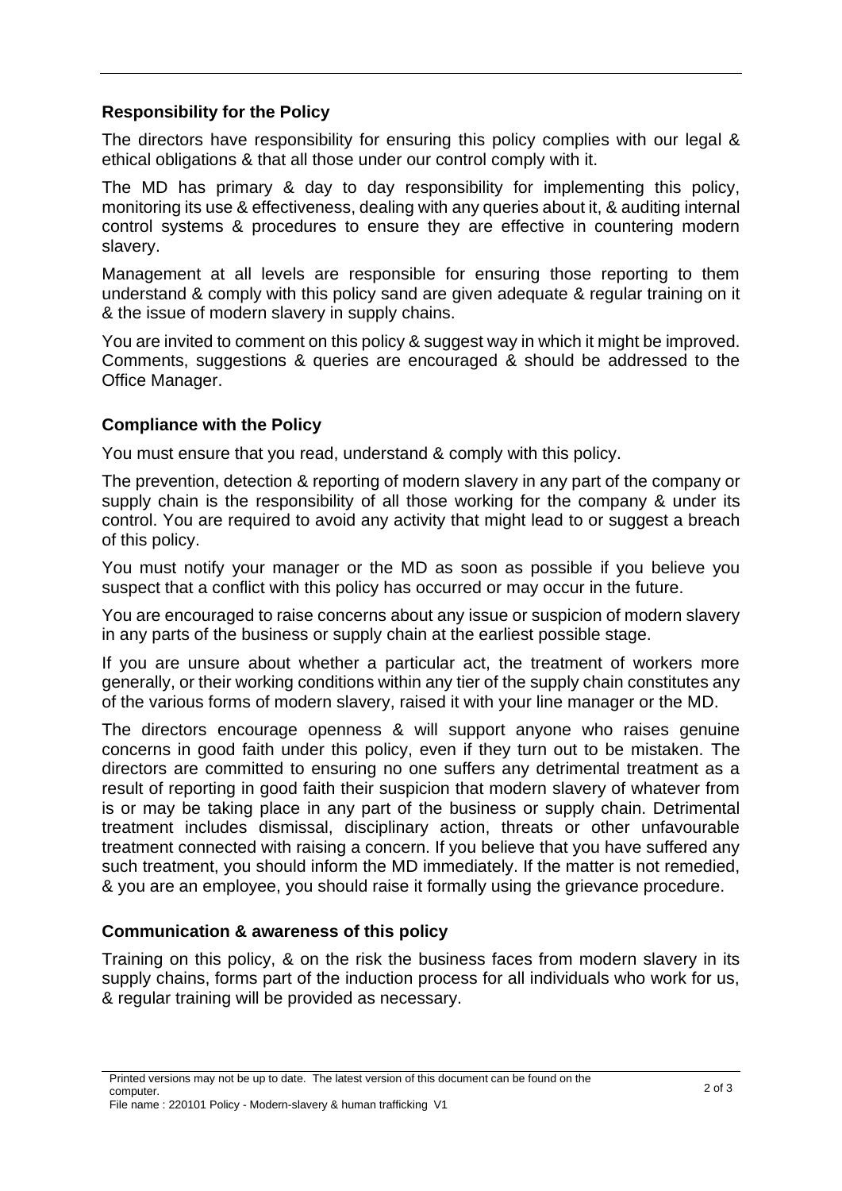## Responsibility for the Policy

The directors have responsibility for ensuring this policy complies with our legal & ethical obligations & that all those under our control comply with it.

The MD has primary & day to day responsibility for implementing this policy, monitoring its use & effectiveness, dealing with any queries about it, & auditing internal control systems & procedures to ensure they are effective in countering modern slavery.

Management at all levels are responsible for ensuring those reporting to them understand & comply with this policy sand are given adequate & regular training on it & the issue of modern slavery in supply chains.

You are invited to comment on this policy & suggest way in which it might be improved. Comments, suggestions & queries are encouraged & should be addressed to the Office Manager.

## Compliance with the Policy

You must ensure that you read, understand & comply with this policy.

The prevention, detection & reporting of modern slavery in any part of the company or supply chain is the responsibility of all those working for the company & under its control. You are required to avoid any activity that might lead to or suggest a breach of this policy.

You must notify your manager or the MD as soon as possible if you believe you suspect that a conflict with this policy has occurred or may occur in the future.

You are encouraged to raise concerns about any issue or suspicion of modern slavery in any parts of the business or supply chain at the earliest possible stage.

If you are unsure about whether a particular act, the treatment of workers more generally, or their working conditions within any tier of the supply chain constitutes any of the various forms of modern slavery, raised it with your line manager or the MD.

The directors encourage openness & will support anyone who raises genuine concerns in good faith under this policy, even if they turn out to be mistaken. The directors are committed to ensuring no one suffers any detrimental treatment as a result of reporting in good faith their suspicion that modern slavery of whatever from is or may be taking place in any part of the business or supply chain. Detrimental treatment includes dismissal, disciplinary action, threats or other unfavourable treatment connected with raising a concern. If you believe that you have suffered any such treatment, you should inform the MD immediately. If the matter is not remedied, & you are an employee, you should raise it formally using the grievance procedure.

## Communication & awareness of this policy

Training on this policy, & on the risk the business faces from modern slavery in its supply chains, forms part of the induction process for all individuals who work for us, & regular training will be provided as necessary.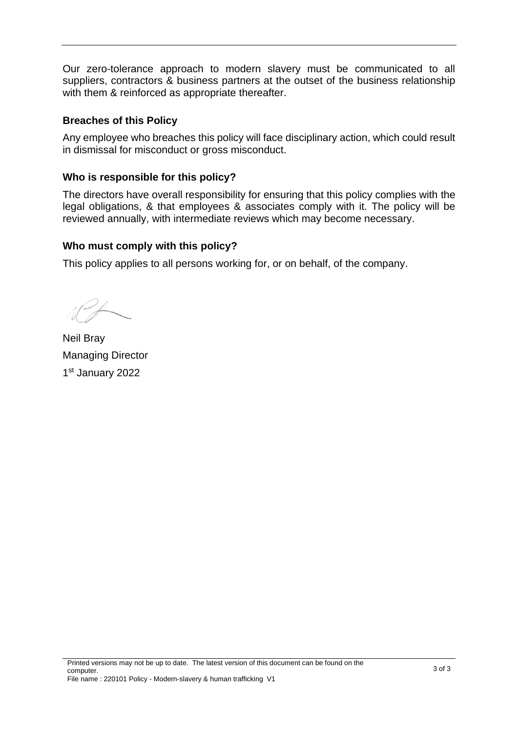Our zero-tolerance approach to modern slavery must be communicated to all suppliers, contractors & business partners at the outset of the business relationship with them & reinforced as appropriate thereafter.

## Breaches of this Policy

Any employee who breaches this policy will face disciplinary action, which could result in dismissal for misconduct or gross misconduct.

## Who is responsible for this policy?

The directors have overall responsibility for ensuring that this policy complies with the legal obligations, & that employees & associates comply with it. The policy will be reviewed annually, with intermediate reviews which may become necessary.

## Who must comply with this policy?

This policy applies to all persons working for, or on behalf, of the company.

Neil Bray
Managing Director
1st January 2022